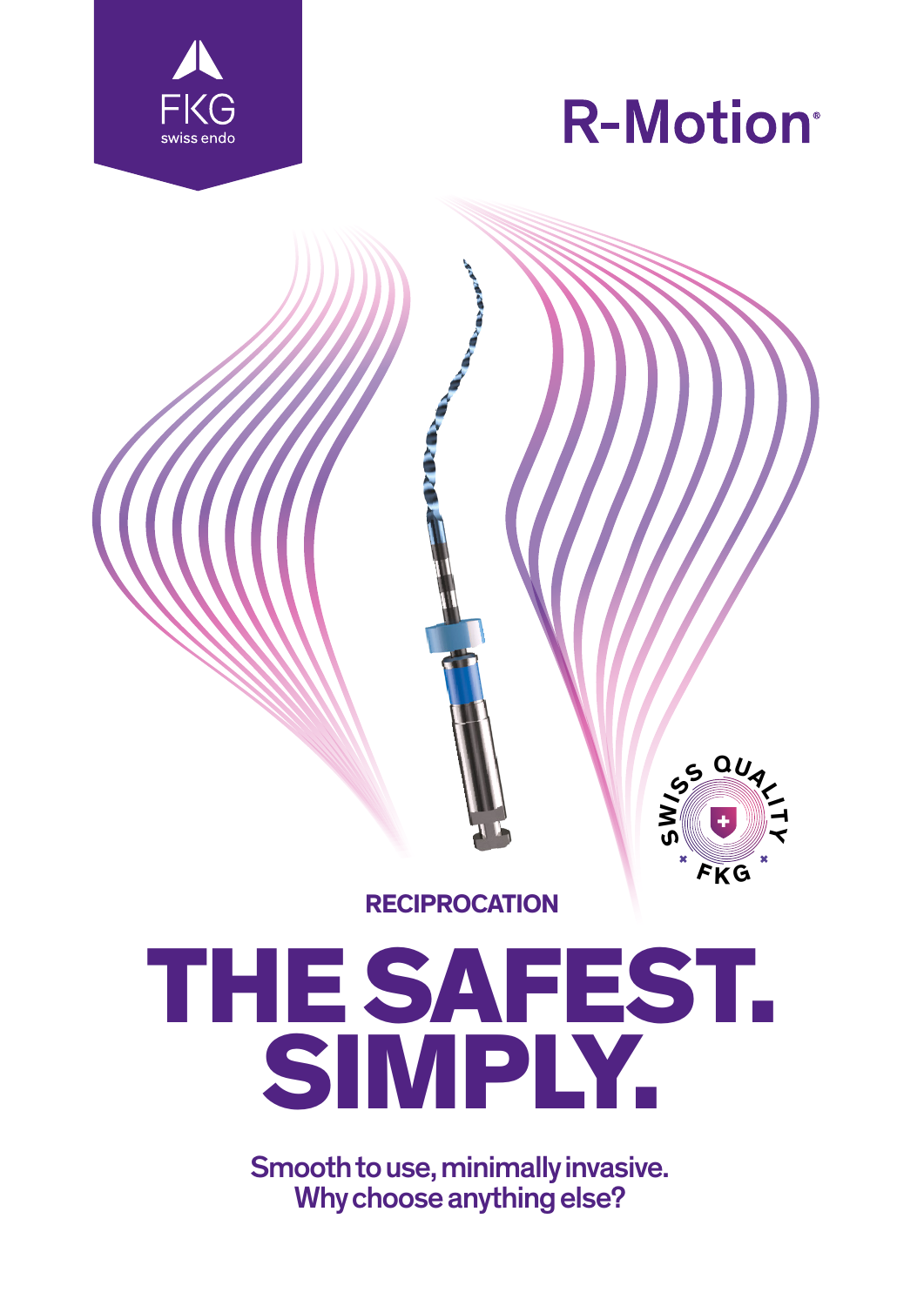FKG
swiss endo

# R-Motion®

SWISS QUALITY FKG

RECIPROCATION

# THE SAFEST. SIMPLY.

**Smooth to use, minimally invasive.
Why choose anything else?**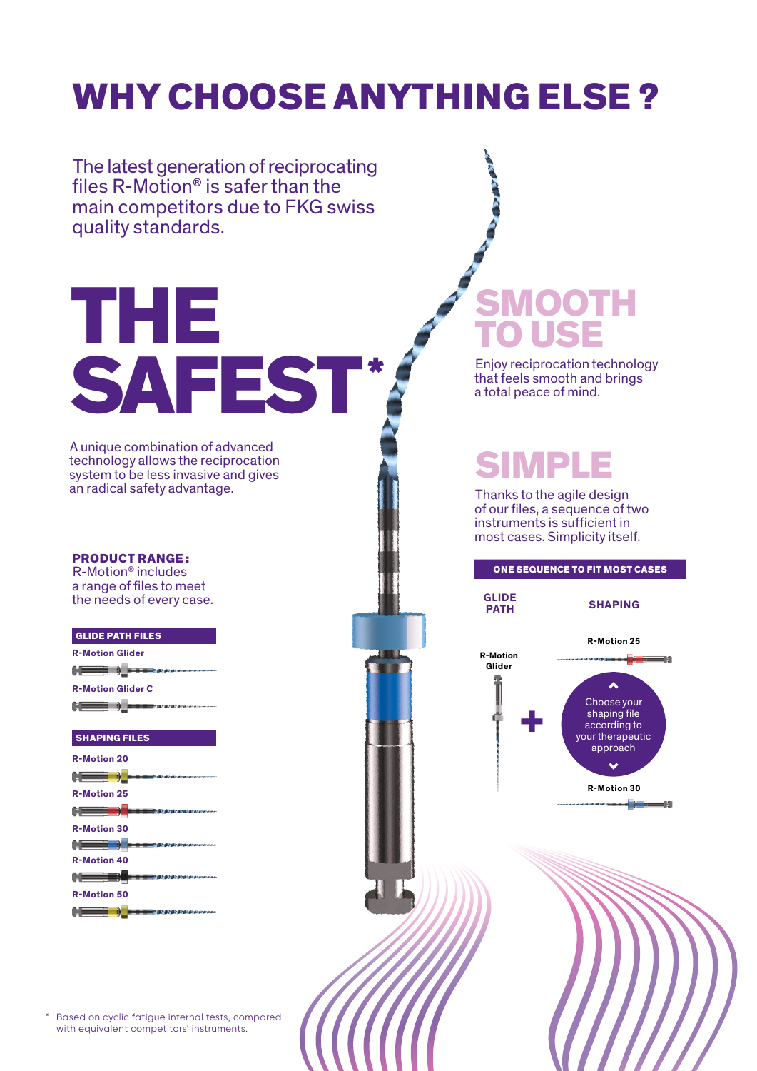# WHY CHOOSE ANYTHING ELSE ?

The latest generation of reciprocating files R-Motion® is safer than the main competitors due to FKG swiss quality standards.

## THE SAFEST*

A unique combination of advanced technology allows the reciprocation system to be less invasive and gives an radical safety advantage.

**PRODUCT RANGE:**
R-Motion® includes a range of files to meet the needs of every case.

**GLIDE PATH FILES**

- R-Motion Glider
- R-Motion Glider C

**SHAPING FILES**

- R-Motion 20
- R-Motion 25
- R-Motion 30
- R-Motion 40
- R-Motion 50

## SMOOTH TO USE

Enjoy reciprocation technology that feels smooth and brings a total peace of mind.

## SIMPLE

Thanks to the agile design of our files, a sequence of two instruments is sufficient in most cases. Simplicity itself.

**ONE SEQUENCE TO FIT MOST CASES**

| GLIDE PATH | | SHAPING |
|---|---|---|
| R-Motion Glider | + | R-Motion 25 |
| | | Choose your shaping file according to your therapeutic approach |
| | | R-Motion 30 |

\* Based on cyclic fatigue internal tests, compared with equivalent competitors' instruments.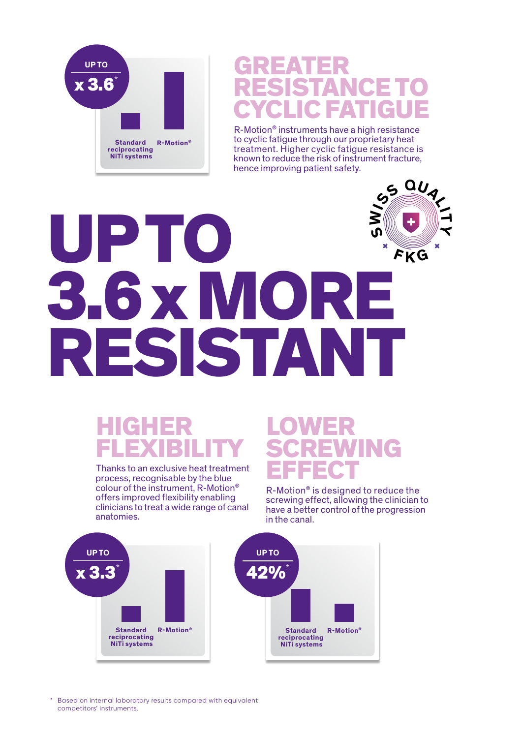UP TO

x 3.6*

Standard reciprocating NiTi systems | R-Motion®

## GREATER RESISTANCE TO CYCLIC FATIGUE

R-Motion® instruments have a high resistance to cyclic fatigue through our proprietary heat treatment. Higher cyclic fatigue resistance is known to reduce the risk of instrument fracture, hence improving patient safety.

SWISS QUALITY FKG

# UP TO 3.6 x MORE RESISTANT

## HIGHER FLEXIBILITY

Thanks to an exclusive heat treatment process, recognisable by the blue colour of the instrument, R-Motion® offers improved flexibility enabling clinicians to treat a wide range of canal anatomies.

UP TO

x 3.3*

Standard reciprocating NiTi systems | R-Motion®

## LOWER SCREWING EFFECT

R-Motion® is designed to reduce the screwing effect, allowing the clinician to have a better control of the progression in the canal.

UP TO

42%*

Standard reciprocating NiTi systems | R-Motion®

* Based on internal laboratory results compared with equivalent competitors' instruments.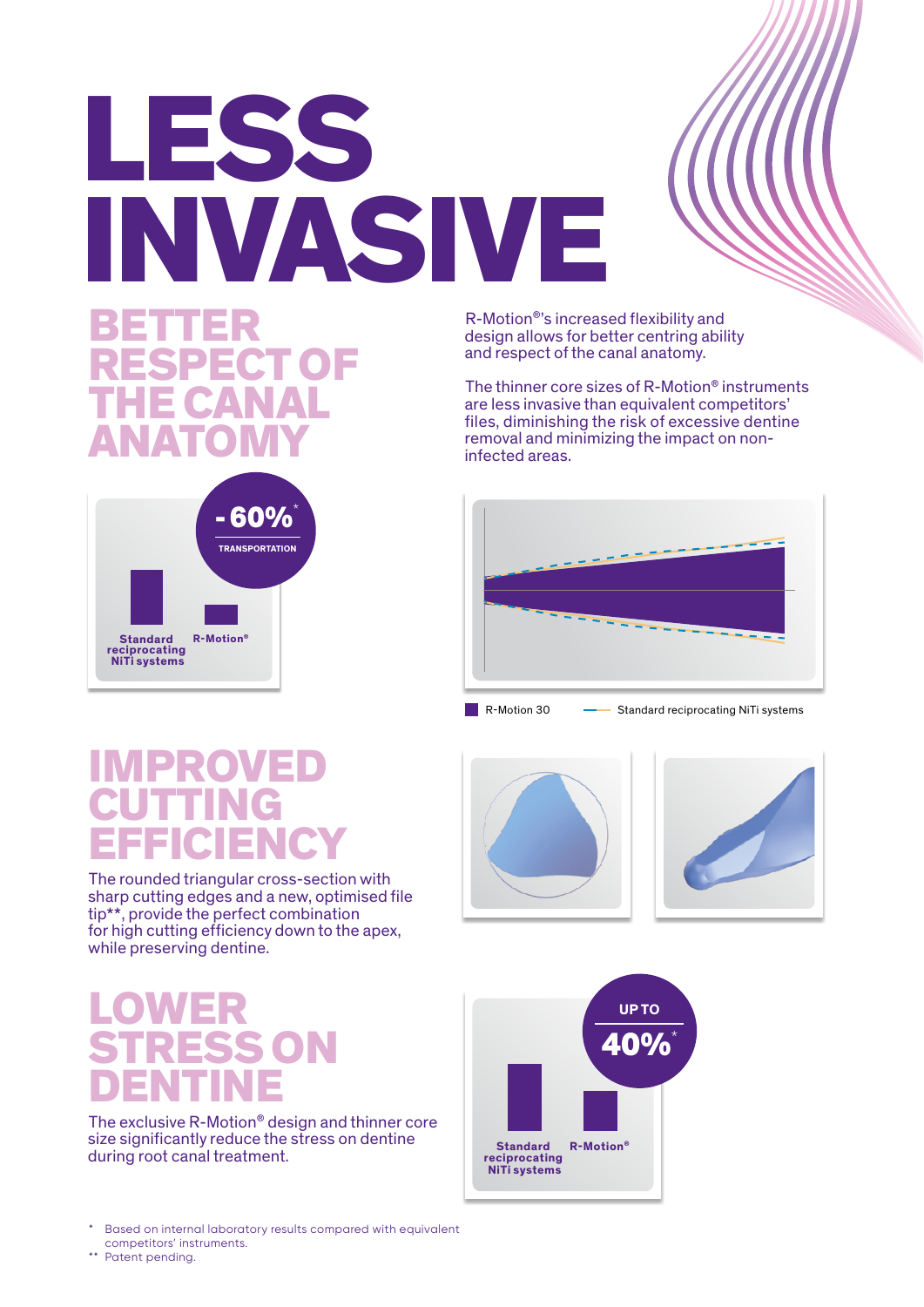# LESS INVASIVE

## BETTER RESPECT OF THE CANAL ANATOMY

R-Motion®'s increased flexibility and design allows for better centring ability and respect of the canal anatomy.

The thinner core sizes of R-Motion® instruments are less invasive than equivalent competitors' files, diminishing the risk of excessive dentine removal and minimizing the impact on non-infected areas.

- 60%* TRANSPORTATION

Standard reciprocating NiTi systems | R-Motion®

R-Motion 30 — Standard reciprocating NiTi systems

## IMPROVED CUTTING EFFICIENCY

The rounded triangular cross-section with sharp cutting edges and a new, optimised file tip**, provide the perfect combination for high cutting efficiency down to the apex, while preserving dentine.

## LOWER STRESS ON DENTINE

The exclusive R-Motion® design and thinner core size significantly reduce the stress on dentine during root canal treatment.

UP TO 40%*

Standard reciprocating NiTi systems | R-Motion®

\* Based on internal laboratory results compared with equivalent competitors' instruments.

\*\* Patent pending.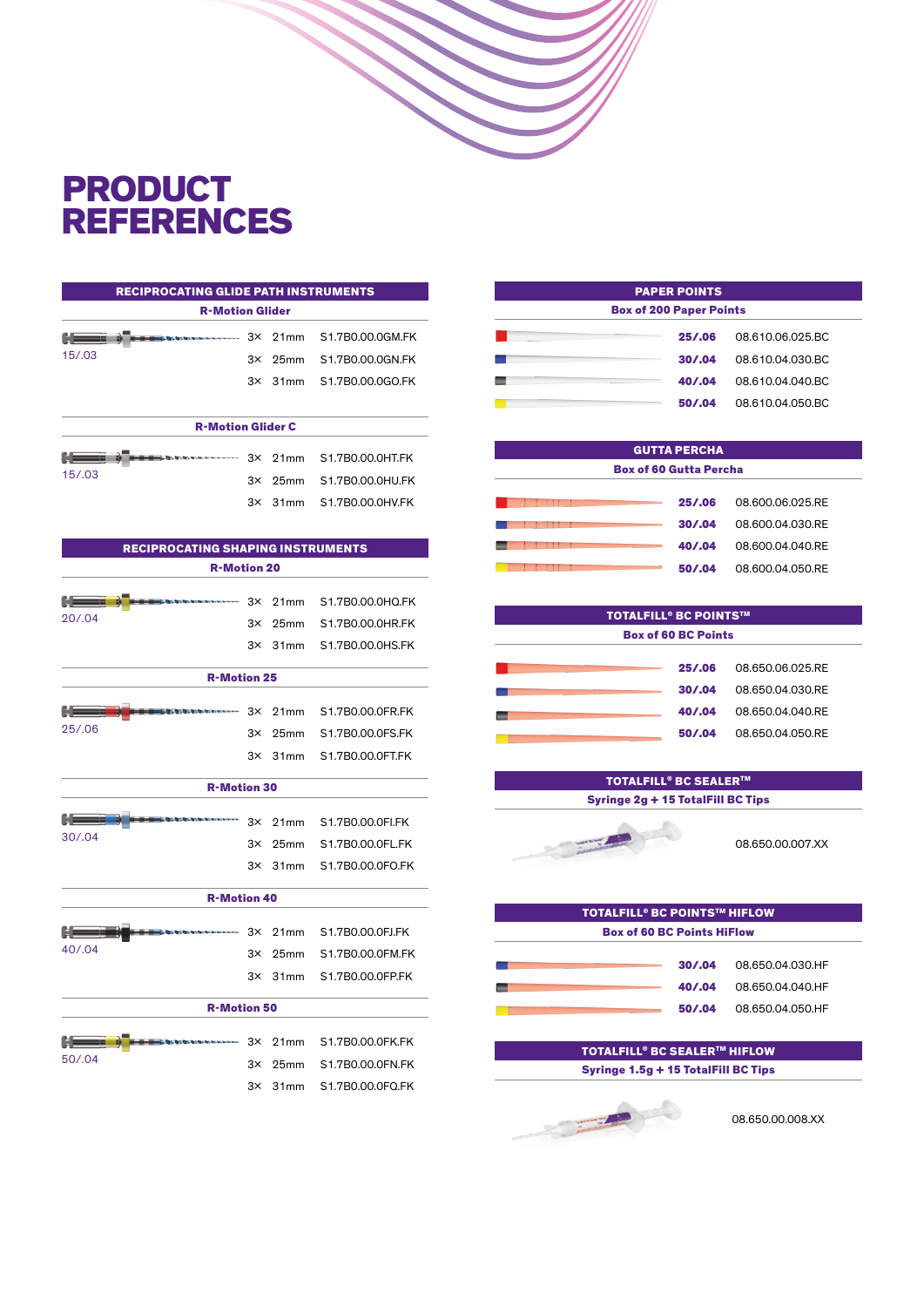# PRODUCT REFERENCES

## RECIPROCATING GLIDE PATH INSTRUMENTS

### R-Motion Glider

| Size | Qty | Length | Reference |
|---|---|---|---|
| 15/.03 | 3× | 21mm | S1.7B0.00.0GM.FK |
| | 3× | 25mm | S1.7B0.00.0GN.FK |
| | 3× | 31mm | S1.7B0.00.0GO.FK |

### R-Motion Glider C

| Size | Qty | Length | Reference |
|---|---|---|---|
| 15/.03 | 3× | 21mm | S1.7B0.00.0HT.FK |
| | 3× | 25mm | S1.7B0.00.0HU.FK |
| | 3× | 31mm | S1.7B0.00.0HV.FK |

## RECIPROCATING SHAPING INSTRUMENTS

### R-Motion 20

| Size | Qty | Length | Reference |
|---|---|---|---|
| 20/.04 | 3× | 21mm | S1.7B0.00.0HQ.FK |
| | 3× | 25mm | S1.7B0.00.0HR.FK |
| | 3× | 31mm | S1.7B0.00.0HS.FK |

### R-Motion 25

| Size | Qty | Length | Reference |
|---|---|---|---|
| 25/.06 | 3× | 21mm | S1.7B0.00.0FR.FK |
| | 3× | 25mm | S1.7B0.00.0FS.FK |
| | 3× | 31mm | S1.7B0.00.0FT.FK |

### R-Motion 30

| Size | Qty | Length | Reference |
|---|---|---|---|
| 30/.04 | 3× | 21mm | S1.7B0.00.0FI.FK |
| | 3× | 25mm | S1.7B0.00.0FL.FK |
| | 3× | 31mm | S1.7B0.00.0FO.FK |

### R-Motion 40

| Size | Qty | Length | Reference |
|---|---|---|---|
| 40/.04 | 3× | 21mm | S1.7B0.00.0FJ.FK |
| | 3× | 25mm | S1.7B0.00.0FM.FK |
| | 3× | 31mm | S1.7B0.00.0FP.FK |

### R-Motion 50

| Size | Qty | Length | Reference |
|---|---|---|---|
| 50/.04 | 3× | 21mm | S1.7B0.00.0FK.FK |
| | 3× | 25mm | S1.7B0.00.0FN.FK |
| | 3× | 31mm | S1.7B0.00.0FQ.FK |

## PAPER POINTS

### Box of 200 Paper Points

| Size | Reference |
|---|---|
| 25/.06 | 08.610.06.025.BC |
| 30/.04 | 08.610.04.030.BC |
| 40/.04 | 08.610.04.040.BC |
| 50/.04 | 08.610.04.050.BC |

## GUTTA PERCHA

### Box of 60 Gutta Percha

| Size | Reference |
|---|---|
| 25/.06 | 08.600.06.025.RE |
| 30/.04 | 08.600.04.030.RE |
| 40/.04 | 08.600.04.040.RE |
| 50/.04 | 08.600.04.050.RE |

## TOTALFILL® BC POINTS™

### Box of 60 BC Points

| Size | Reference |
|---|---|
| 25/.06 | 08.650.06.025.RE |
| 30/.04 | 08.650.04.030.RE |
| 40/.04 | 08.650.04.040.RE |
| 50/.04 | 08.650.04.050.RE |

## TOTALFILL® BC SEALER™

### Syringe 2g + 15 TotalFill BC Tips

08.650.00.007.XX

## TOTALFILL® BC POINTS™ HIFLOW

### Box of 60 BC Points HiFlow

| Size | Reference |
|---|---|
| 30/.04 | 08.650.04.030.HF |
| 40/.04 | 08.650.04.040.HF |
| 50/.04 | 08.650.04.050.HF |

## TOTALFILL® BC SEALER™ HIFLOW

### Syringe 1.5g + 15 TotalFill BC Tips

08.650.00.008.XX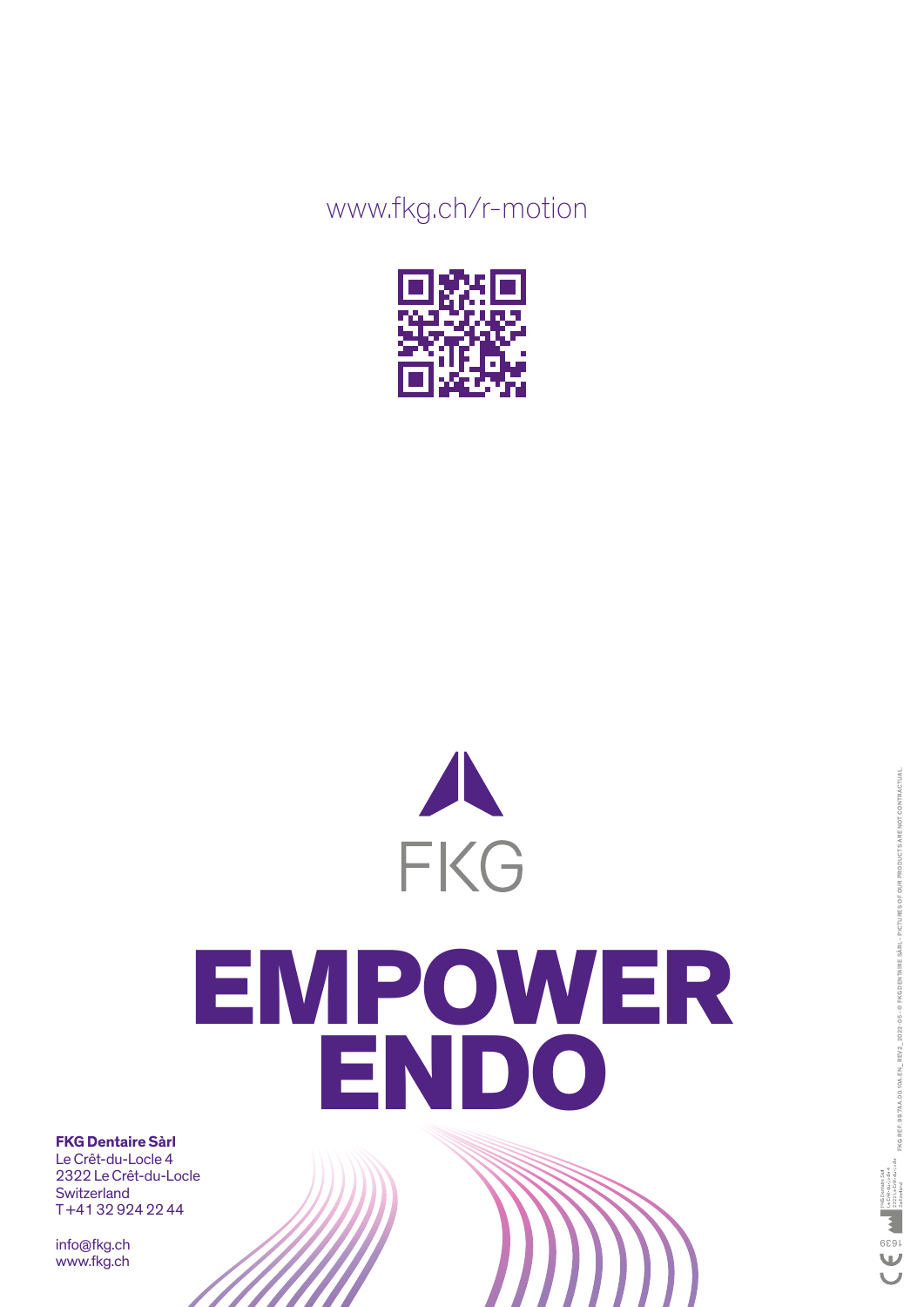www.fkg.ch/r-motion

FKG

# EMPOWER ENDO

**FKG Dentaire Sàrl**
Le Crêt-du-Locle 4
2322 Le Crêt-du-Locle
Switzerland
T +41 32 924 22 44

info@fkg.ch
www.fkg.ch

FKG REF. 997AA.00.10A.EN_REV2_2022-05 - © FKG DENTAIRE SÀRL - PICTURES OF OUR PRODUCTS ARE NOT CONTRACTUAL.

1639